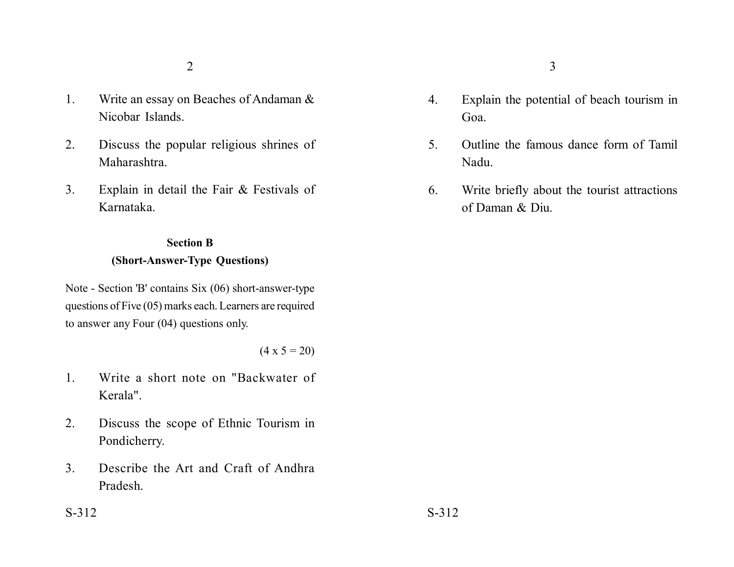1. Write an essay on Beaches of Andaman & Nicobar Islands.

2. Discuss the popular religious shrines of Maharashtra.

3. Explain in detail the Fair & Festivals of Karnataka.

**Section B**
**(Short-Answer-Type Questions)**

Note - Section 'B' contains Six (06) short-answer-type questions of Five (05) marks each. Learners are required to answer any Four (04) questions only.

(4 x 5 = 20)

1. Write a short note on "Backwater of Kerala".

2. Discuss the scope of Ethnic Tourism in Pondicherry.

3. Describe the Art and Craft of Andhra Pradesh.

4. Explain the potential of beach tourism in Goa.

5. Outline the famous dance form of Tamil Nadu.

6. Write briefly about the tourist attractions of Daman & Diu.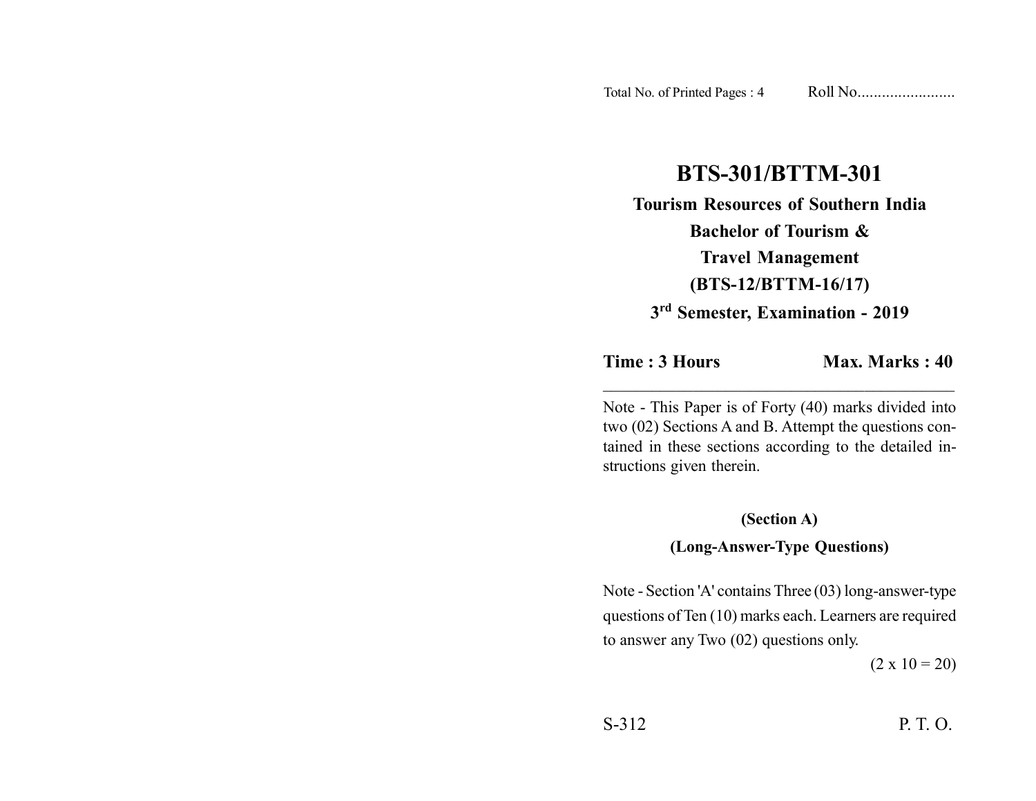Total No. of Printed Pages : 4 Roll No........................

# BTS-301/BTTM-301

## Tourism Resources of Southern India

**Bachelor of Tourism &**

**Travel Management**

**(BTS-12/BTTM-16/17)**

**3rd Semester, Examination - 2019**

**Time : 3 Hours** **Max. Marks : 40**

---

Note - This Paper is of Forty (40) marks divided into two (02) Sections A and B. Attempt the questions contained in these sections according to the detailed instructions given therein.

### (Section A)

### (Long-Answer-Type Questions)

Note - Section 'A' contains Three (03) long-answer-type questions of Ten (10) marks each. Learners are required to answer any Two (02) questions only.

(2 x 10 = 20)

S-312 P. T. O.